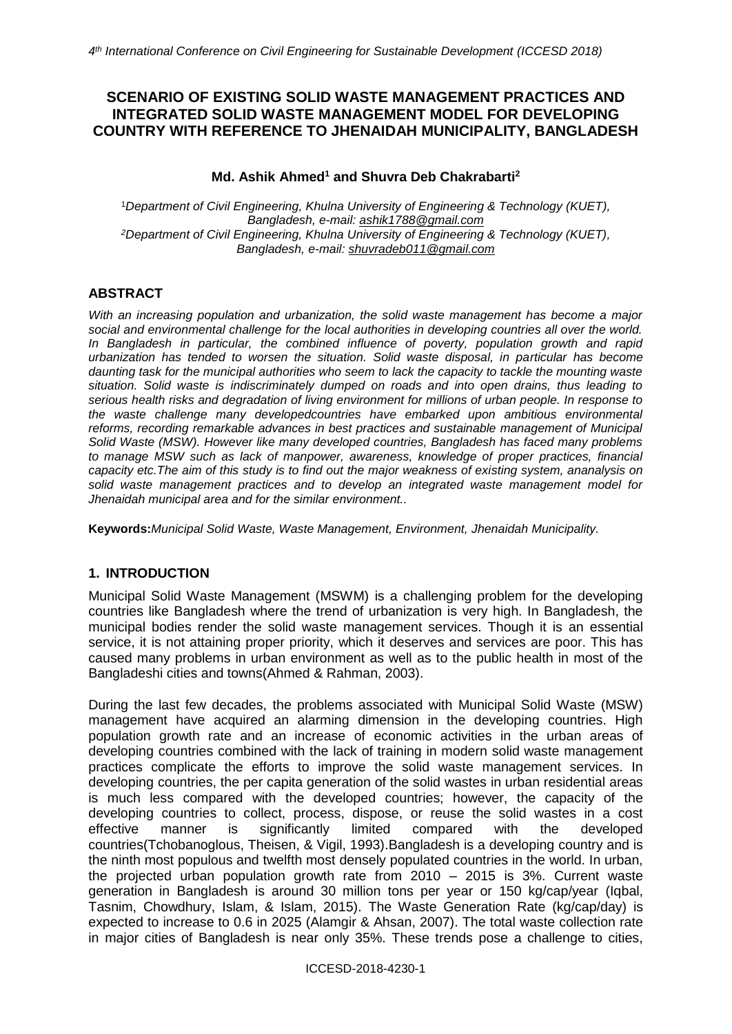# SCENARIO OF EXISTING SOLID WASTE MANAGEMENT PRACTICES AND INTEGRATED SOLID WASTE MANAGEMENT MODEL FOR DEVELOPING COUNTRY WITH REFERENCE TO JHENAIDAH MUNICIPALITY, BANGLADESH

**Md. Ashik Ahmed[1] and Shuvra Deb Chakrabarti[2]**

[1]*Department of Civil Engineering, Khulna University of Engineering & Technology (KUET), Bangladesh, e-mail: ashik1788@gmail.com*
[2]*Department of Civil Engineering, Khulna University of Engineering & Technology (KUET), Bangladesh, e-mail: shuvradeb011@gmail.com*

## ABSTRACT

*With an increasing population and urbanization, the solid waste management has become a major social and environmental challenge for the local authorities in developing countries all over the world. In Bangladesh in particular, the combined influence of poverty, population growth and rapid urbanization has tended to worsen the situation. Solid waste disposal, in particular has become daunting task for the municipal authorities who seem to lack the capacity to tackle the mounting waste situation. Solid waste is indiscriminately dumped on roads and into open drains, thus leading to serious health risks and degradation of living environment for millions of urban people. In response to the waste challenge many developedcountries have embarked upon ambitious environmental reforms, recording remarkable advances in best practices and sustainable management of Municipal Solid Waste (MSW). However like many developed countries, Bangladesh has faced many problems to manage MSW such as lack of manpower, awareness, knowledge of proper practices, financial capacity etc.The aim of this study is to find out the major weakness of existing system, ananalysis on solid waste management practices and to develop an integrated waste management model for Jhenaidah municipal area and for the similar environment..*

**Keywords:***Municipal Solid Waste, Waste Management, Environment, Jhenaidah Municipality.*

## 1. INTRODUCTION

Municipal Solid Waste Management (MSWM) is a challenging problem for the developing countries like Bangladesh where the trend of urbanization is very high. In Bangladesh, the municipal bodies render the solid waste management services. Though it is an essential service, it is not attaining proper priority, which it deserves and services are poor. This has caused many problems in urban environment as well as to the public health in most of the Bangladeshi cities and towns(Ahmed & Rahman, 2003).

During the last few decades, the problems associated with Municipal Solid Waste (MSW) management have acquired an alarming dimension in the developing countries. High population growth rate and an increase of economic activities in the urban areas of developing countries combined with the lack of training in modern solid waste management practices complicate the efforts to improve the solid waste management services. In developing countries, the per capita generation of the solid wastes in urban residential areas is much less compared with the developed countries; however, the capacity of the developing countries to collect, process, dispose, or reuse the solid wastes in a cost effective manner is significantly limited compared with the developed countries(Tchobanoglous, Theisen, & Vigil, 1993).Bangladesh is a developing country and is the ninth most populous and twelfth most densely populated countries in the world. In urban, the projected urban population growth rate from 2010 – 2015 is 3%. Current waste generation in Bangladesh is around 30 million tons per year or 150 kg/cap/year (Iqbal, Tasnim, Chowdhury, Islam, & Islam, 2015). The Waste Generation Rate (kg/cap/day) is expected to increase to 0.6 in 2025 (Alamgir & Ahsan, 2007). The total waste collection rate in major cities of Bangladesh is near only 35%. These trends pose a challenge to cities,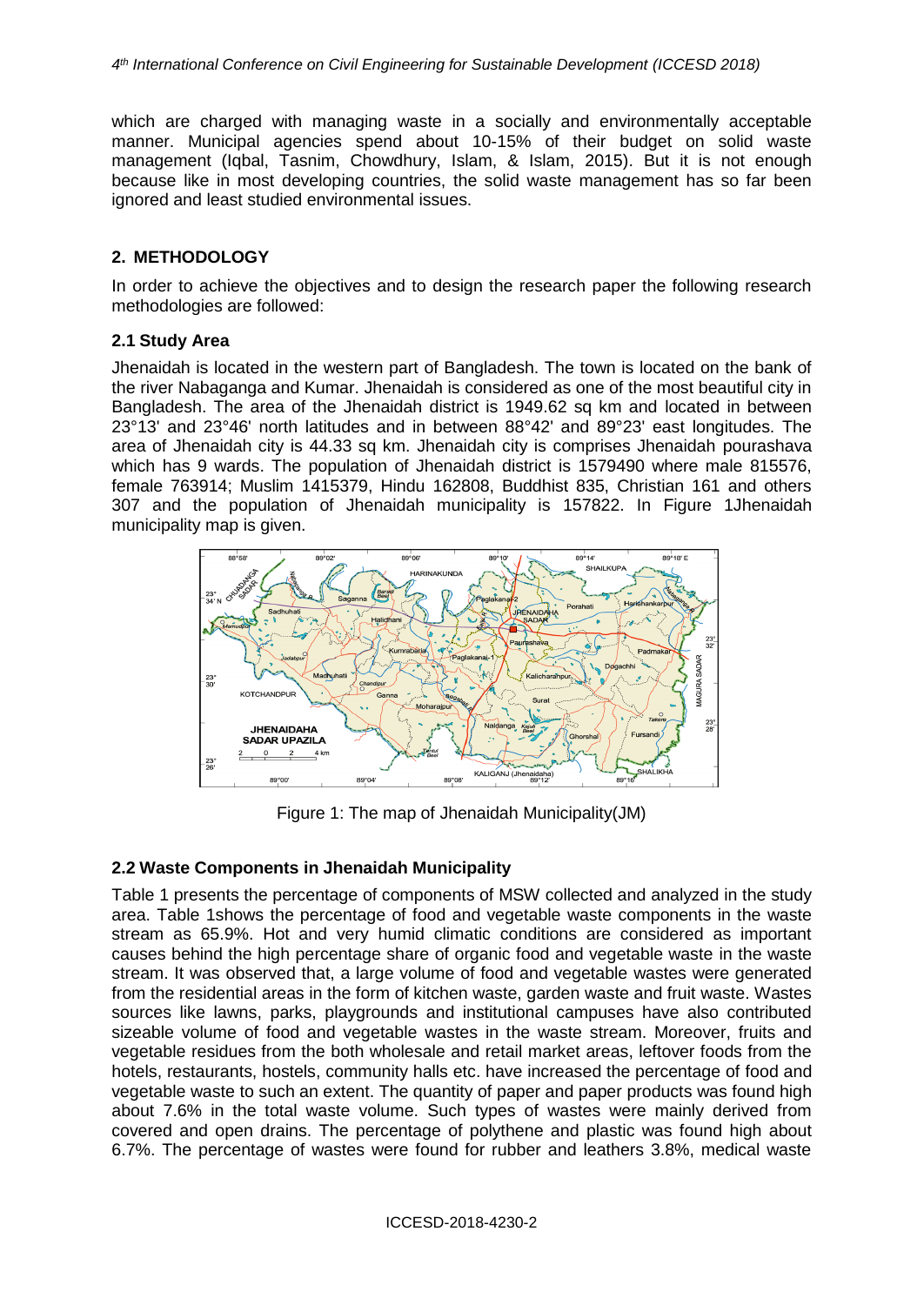which are charged with managing waste in a socially and environmentally acceptable manner. Municipal agencies spend about 10-15% of their budget on solid waste management (Iqbal, Tasnim, Chowdhury, Islam, & Islam, 2015). But it is not enough because like in most developing countries, the solid waste management has so far been ignored and least studied environmental issues.

## 2. METHODOLOGY

In order to achieve the objectives and to design the research paper the following research methodologies are followed:

### 2.1 Study Area

Jhenaidah is located in the western part of Bangladesh. The town is located on the bank of the river Nabaganga and Kumar. Jhenaidah is considered as one of the most beautiful city in Bangladesh. The area of the Jhenaidah district is 1949.62 sq km and located in between 23°13' and 23°46' north latitudes and in between 88°42' and 89°23' east longitudes. The area of Jhenaidah city is 44.33 sq km. Jhenaidah city is comprises Jhenaidah pourashava which has 9 wards. The population of Jhenaidah district is 1579490 where male 815576, female 763914; Muslim 1415379, Hindu 162808, Buddhist 835, Christian 161 and others 307 and the population of Jhenaidah municipality is 157822. In Figure 1Jhenaidah municipality map is given.

Figure 1: The map of Jhenaidah Municipality(JM)

### 2.2 Waste Components in Jhenaidah Municipality

Table 1 presents the percentage of components of MSW collected and analyzed in the study area. Table 1shows the percentage of food and vegetable waste components in the waste stream as 65.9%. Hot and very humid climatic conditions are considered as important causes behind the high percentage share of organic food and vegetable waste in the waste stream. It was observed that, a large volume of food and vegetable wastes were generated from the residential areas in the form of kitchen waste, garden waste and fruit waste. Wastes sources like lawns, parks, playgrounds and institutional campuses have also contributed sizeable volume of food and vegetable wastes in the waste stream. Moreover, fruits and vegetable residues from the both wholesale and retail market areas, leftover foods from the hotels, restaurants, hostels, community halls etc. have increased the percentage of food and vegetable waste to such an extent. The quantity of paper and paper products was found high about 7.6% in the total waste volume. Such types of wastes were mainly derived from covered and open drains. The percentage of polythene and plastic was found high about 6.7%. The percentage of wastes were found for rubber and leathers 3.8%, medical waste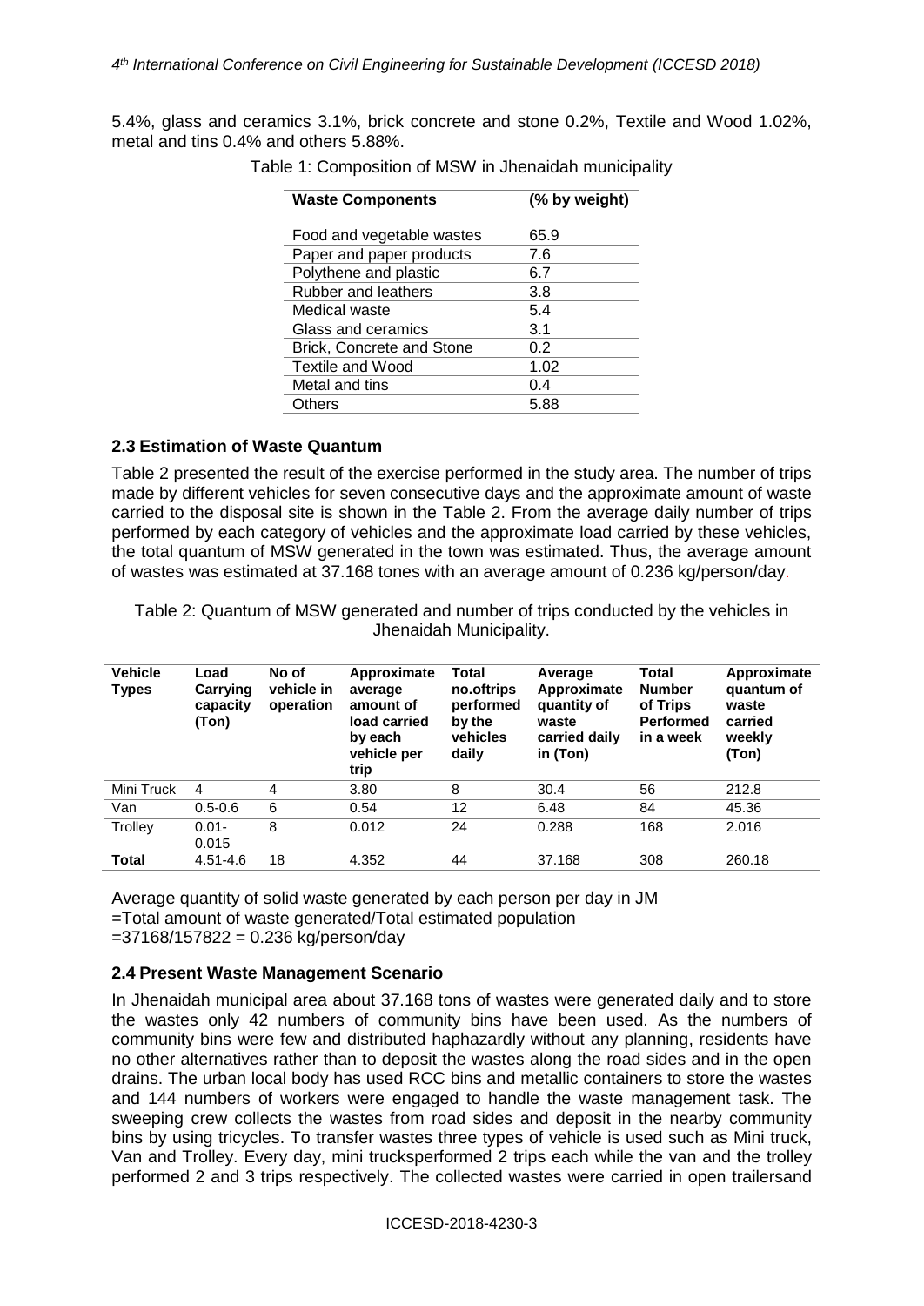5.4%, glass and ceramics 3.1%, brick concrete and stone 0.2%, Textile and Wood 1.02%, metal and tins 0.4% and others 5.88%.

Table 1: Composition of MSW in Jhenaidah municipality

| Waste Components | (% by weight) |
|---|---|
| Food and vegetable wastes | 65.9 |
| Paper and paper products | 7.6 |
| Polythene and plastic | 6.7 |
| Rubber and leathers | 3.8 |
| Medical waste | 5.4 |
| Glass and ceramics | 3.1 |
| Brick, Concrete and Stone | 0.2 |
| Textile and Wood | 1.02 |
| Metal and tins | 0.4 |
| Others | 5.88 |

## 2.3 Estimation of Waste Quantum

Table 2 presented the result of the exercise performed in the study area. The number of trips made by different vehicles for seven consecutive days and the approximate amount of waste carried to the disposal site is shown in the Table 2. From the average daily number of trips performed by each category of vehicles and the approximate load carried by these vehicles, the total quantum of MSW generated in the town was estimated. Thus, the average amount of wastes was estimated at 37.168 tones with an average amount of 0.236 kg/person/day.

Table 2: Quantum of MSW generated and number of trips conducted by the vehicles in Jhenaidah Municipality.

| Vehicle Types | Load Carrying capacity (Ton) | No of vehicle in operation | Approximate average amount of load carried by each vehicle per trip | Total no.oftrips performed by the vehicles daily | Average Approximate quantity of waste carried daily in (Ton) | Total Number of Trips Performed in a week | Approximate quantum of waste carried weekly (Ton) |
|---|---|---|---|---|---|---|---|
| Mini Truck | 4 | 4 | 3.80 | 8 | 30.4 | 56 | 212.8 |
| Van | 0.5-0.6 | 6 | 0.54 | 12 | 6.48 | 84 | 45.36 |
| Trolley | 0.01-0.015 | 8 | 0.012 | 24 | 0.288 | 168 | 2.016 |
| **Total** | 4.51-4.6 | 18 | 4.352 | 44 | 37.168 | 308 | 260.18 |

Average quantity of solid waste generated by each person per day in JM
=Total amount of waste generated/Total estimated population
=37168/157822 = 0.236 kg/person/day

## 2.4 Present Waste Management Scenario

In Jhenaidah municipal area about 37.168 tons of wastes were generated daily and to store the wastes only 42 numbers of community bins have been used. As the numbers of community bins were few and distributed haphazardly without any planning, residents have no other alternatives rather than to deposit the wastes along the road sides and in the open drains. The urban local body has used RCC bins and metallic containers to store the wastes and 144 numbers of workers were engaged to handle the waste management task. The sweeping crew collects the wastes from road sides and deposit in the nearby community bins by using tricycles. To transfer wastes three types of vehicle is used such as Mini truck, Van and Trolley. Every day, mini trucksperformed 2 trips each while the van and the trolley performed 2 and 3 trips respectively. The collected wastes were carried in open trailersand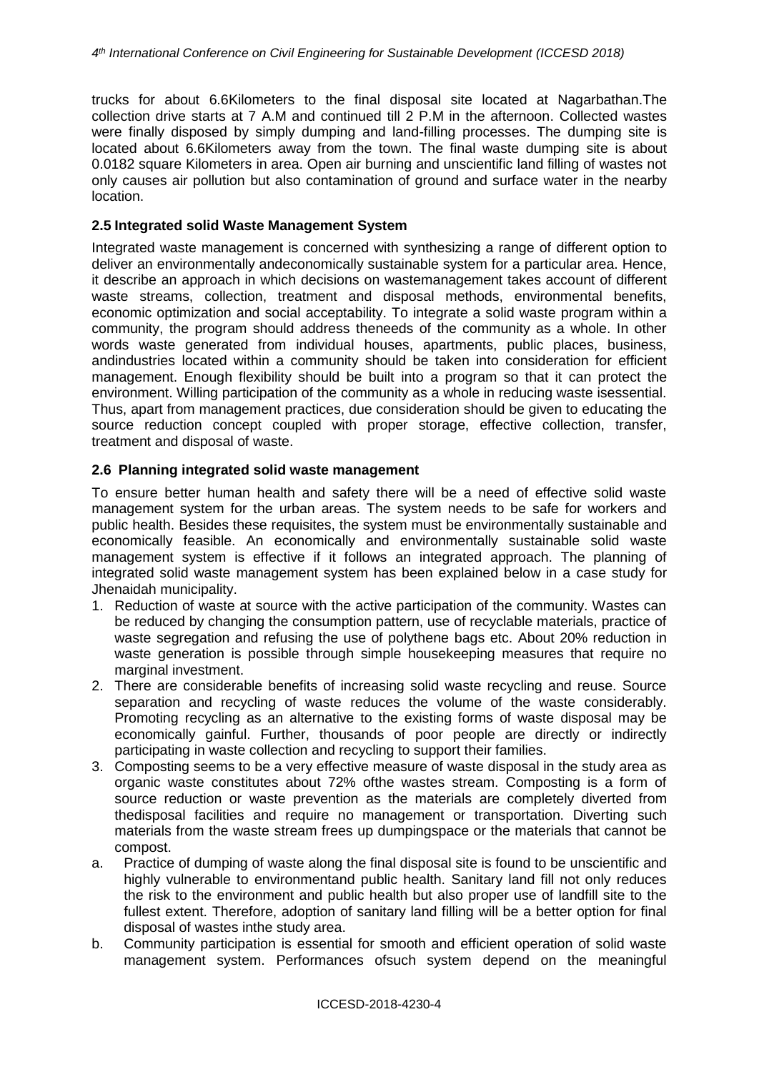trucks for about 6.6Kilometers to the final disposal site located at Nagarbathan.The collection drive starts at 7 A.M and continued till 2 P.M in the afternoon. Collected wastes were finally disposed by simply dumping and land-filling processes. The dumping site is located about 6.6Kilometers away from the town. The final waste dumping site is about 0.0182 square Kilometers in area. Open air burning and unscientific land filling of wastes not only causes air pollution but also contamination of ground and surface water in the nearby location.

### 2.5 Integrated solid Waste Management System

Integrated waste management is concerned with synthesizing a range of different option to deliver an environmentally andeconomically sustainable system for a particular area. Hence, it describe an approach in which decisions on wastemanagement takes account of different waste streams, collection, treatment and disposal methods, environmental benefits, economic optimization and social acceptability. To integrate a solid waste program within a community, the program should address theneeds of the community as a whole. In other words waste generated from individual houses, apartments, public places, business, andindustries located within a community should be taken into consideration for efficient management. Enough flexibility should be built into a program so that it can protect the environment. Willing participation of the community as a whole in reducing waste isessential. Thus, apart from management practices, due consideration should be given to educating the source reduction concept coupled with proper storage, effective collection, transfer, treatment and disposal of waste.

### 2.6 Planning integrated solid waste management

To ensure better human health and safety there will be a need of effective solid waste management system for the urban areas. The system needs to be safe for workers and public health. Besides these requisites, the system must be environmentally sustainable and economically feasible. An economically and environmentally sustainable solid waste management system is effective if it follows an integrated approach. The planning of integrated solid waste management system has been explained below in a case study for Jhenaidah municipality.

1. Reduction of waste at source with the active participation of the community. Wastes can be reduced by changing the consumption pattern, use of recyclable materials, practice of waste segregation and refusing the use of polythene bags etc. About 20% reduction in waste generation is possible through simple housekeeping measures that require no marginal investment.
2. There are considerable benefits of increasing solid waste recycling and reuse. Source separation and recycling of waste reduces the volume of the waste considerably. Promoting recycling as an alternative to the existing forms of waste disposal may be economically gainful. Further, thousands of poor people are directly or indirectly participating in waste collection and recycling to support their families.
3. Composting seems to be a very effective measure of waste disposal in the study area as organic waste constitutes about 72% ofthe wastes stream. Composting is a form of source reduction or waste prevention as the materials are completely diverted from thedisposal facilities and require no management or transportation. Diverting such materials from the waste stream frees up dumpingspace or the materials that cannot be compost.

a. Practice of dumping of waste along the final disposal site is found to be unscientific and highly vulnerable to environmentand public health. Sanitary land fill not only reduces the risk to the environment and public health but also proper use of landfill site to the fullest extent. Therefore, adoption of sanitary land filling will be a better option for final disposal of wastes inthe study area.

b. Community participation is essential for smooth and efficient operation of solid waste management system. Performances ofsuch system depend on the meaningful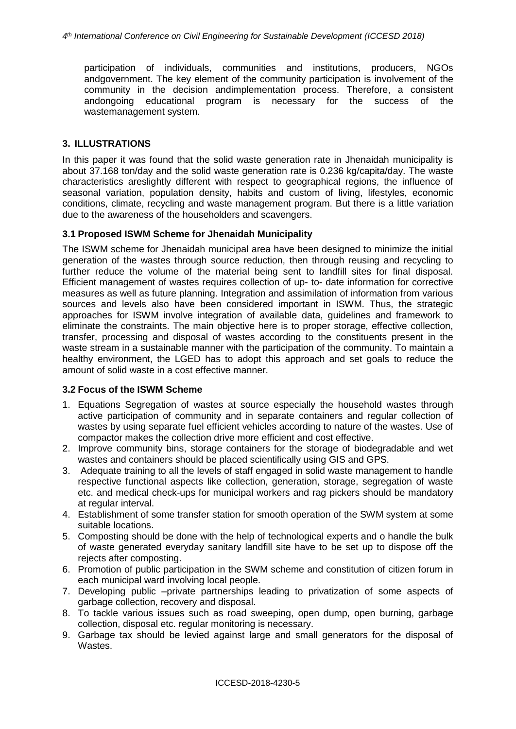participation of individuals, communities and institutions, producers, NGOs andgovernment. The key element of the community participation is involvement of the community in the decision andimplementation process. Therefore, a consistent andongoing educational program is necessary for the success of the wastemanagement system.

## 3. ILLUSTRATIONS

In this paper it was found that the solid waste generation rate in Jhenaidah municipality is about 37.168 ton/day and the solid waste generation rate is 0.236 kg/capita/day. The waste characteristics areslightly different with respect to geographical regions, the influence of seasonal variation, population density, habits and custom of living, lifestyles, economic conditions, climate, recycling and waste management program. But there is a little variation due to the awareness of the householders and scavengers.

### 3.1 Proposed ISWM Scheme for Jhenaidah Municipality

The ISWM scheme for Jhenaidah municipal area have been designed to minimize the initial generation of the wastes through source reduction, then through reusing and recycling to further reduce the volume of the material being sent to landfill sites for final disposal. Efficient management of wastes requires collection of up- to- date information for corrective measures as well as future planning. Integration and assimilation of information from various sources and levels also have been considered important in ISWM. Thus, the strategic approaches for ISWM involve integration of available data, guidelines and framework to eliminate the constraints. The main objective here is to proper storage, effective collection, transfer, processing and disposal of wastes according to the constituents present in the waste stream in a sustainable manner with the participation of the community. To maintain a healthy environment, the LGED has to adopt this approach and set goals to reduce the amount of solid waste in a cost effective manner.

### 3.2 Focus of the ISWM Scheme

1. Equations Segregation of wastes at source especially the household wastes through active participation of community and in separate containers and regular collection of wastes by using separate fuel efficient vehicles according to nature of the wastes. Use of compactor makes the collection drive more efficient and cost effective.
2. Improve community bins, storage containers for the storage of biodegradable and wet wastes and containers should be placed scientifically using GIS and GPS.
3. Adequate training to all the levels of staff engaged in solid waste management to handle respective functional aspects like collection, generation, storage, segregation of waste etc. and medical check-ups for municipal workers and rag pickers should be mandatory at regular interval.
4. Establishment of some transfer station for smooth operation of the SWM system at some suitable locations.
5. Composting should be done with the help of technological experts and o handle the bulk of waste generated everyday sanitary landfill site have to be set up to dispose off the rejects after composting.
6. Promotion of public participation in the SWM scheme and constitution of citizen forum in each municipal ward involving local people.
7. Developing public –private partnerships leading to privatization of some aspects of garbage collection, recovery and disposal.
8. To tackle various issues such as road sweeping, open dump, open burning, garbage collection, disposal etc. regular monitoring is necessary.
9. Garbage tax should be levied against large and small generators for the disposal of Wastes.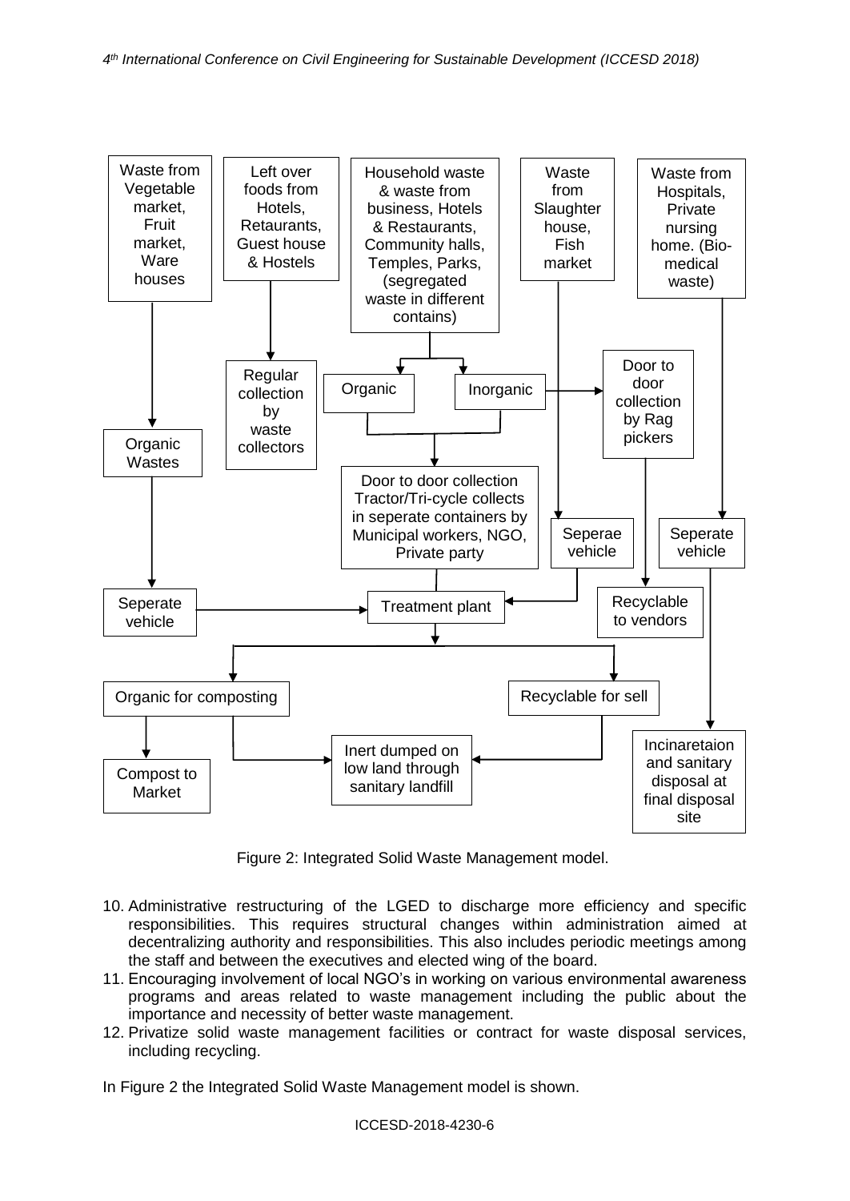Waste from Vegetable market, Fruit market, Ware houses → Organic Wastes → Seperate vehicle → Treatment plant

Left over foods from Hotels, Retaurants, Guest house & Hostels → Regular collection by waste collectors

Household waste & waste from business, Hotels & Restaurants, Community halls, Temples, Parks, (segregated waste in different contains) → Organic / Inorganic → Door to door collection Tractor/Tri-cycle collects in seperate containers by Municipal workers, NGO, Private party → Treatment plant

Inorganic → Door to door collection by Rag pickers → Recyclable to vendors

Waste from Slaughter house, Fish market → Seperae vehicle → Treatment plant

Waste from Hospitals, Private nursing home. (Bio-medical waste) → Seperate vehicle → Incinaretaion and sanitary disposal at final disposal site

Treatment plant → Organic for composting → Compost to Market

Treatment plant → Recyclable for sell

Organic for composting / Recyclable for sell → Inert dumped on low land through sanitary landfill

Figure 2: Integrated Solid Waste Management model.

10. Administrative restructuring of the LGED to discharge more efficiency and specific responsibilities. This requires structural changes within administration aimed at decentralizing authority and responsibilities. This also includes periodic meetings among the staff and between the executives and elected wing of the board.
11. Encouraging involvement of local NGO's in working on various environmental awareness programs and areas related to waste management including the public about the importance and necessity of better waste management.
12. Privatize solid waste management facilities or contract for waste disposal services, including recycling.

In Figure 2 the Integrated Solid Waste Management model is shown.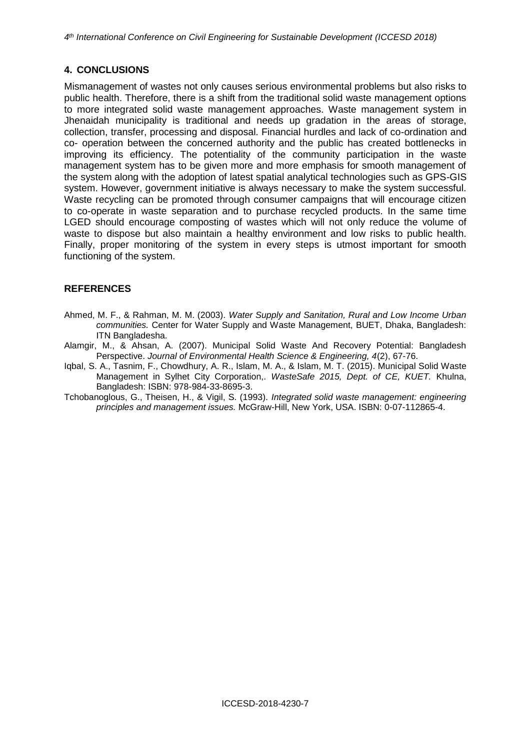## 4. CONCLUSIONS

Mismanagement of wastes not only causes serious environmental problems but also risks to public health. Therefore, there is a shift from the traditional solid waste management options to more integrated solid waste management approaches. Waste management system in Jhenaidah municipality is traditional and needs up gradation in the areas of storage, collection, transfer, processing and disposal. Financial hurdles and lack of co-ordination and co- operation between the concerned authority and the public has created bottlenecks in improving its efficiency. The potentiality of the community participation in the waste management system has to be given more and more emphasis for smooth management of the system along with the adoption of latest spatial analytical technologies such as GPS-GIS system. However, government initiative is always necessary to make the system successful. Waste recycling can be promoted through consumer campaigns that will encourage citizen to co-operate in waste separation and to purchase recycled products. In the same time LGED should encourage composting of wastes which will not only reduce the volume of waste to dispose but also maintain a healthy environment and low risks to public health. Finally, proper monitoring of the system in every steps is utmost important for smooth functioning of the system.

## REFERENCES

Ahmed, M. F., & Rahman, M. M. (2003). *Water Supply and Sanitation, Rural and Low Income Urban communities.* Center for Water Supply and Waste Management, BUET, Dhaka, Bangladesh: ITN Bangladesha.

Alamgir, M., & Ahsan, A. (2007). Municipal Solid Waste And Recovery Potential: Bangladesh Perspective. *Journal of Environmental Health Science & Engineering, 4*(2), 67-76.

Iqbal, S. A., Tasnim, F., Chowdhury, A. R., Islam, M. A., & Islam, M. T. (2015). Municipal Solid Waste Management in Sylhet City Corporation,. *WasteSafe 2015, Dept. of CE, KUET.* Khulna, Bangladesh: ISBN: 978-984-33-8695-3.

Tchobanoglous, G., Theisen, H., & Vigil, S. (1993). *Integrated solid waste management: engineering principles and management issues.* McGraw-Hill, New York, USA. ISBN: 0-07-112865-4.